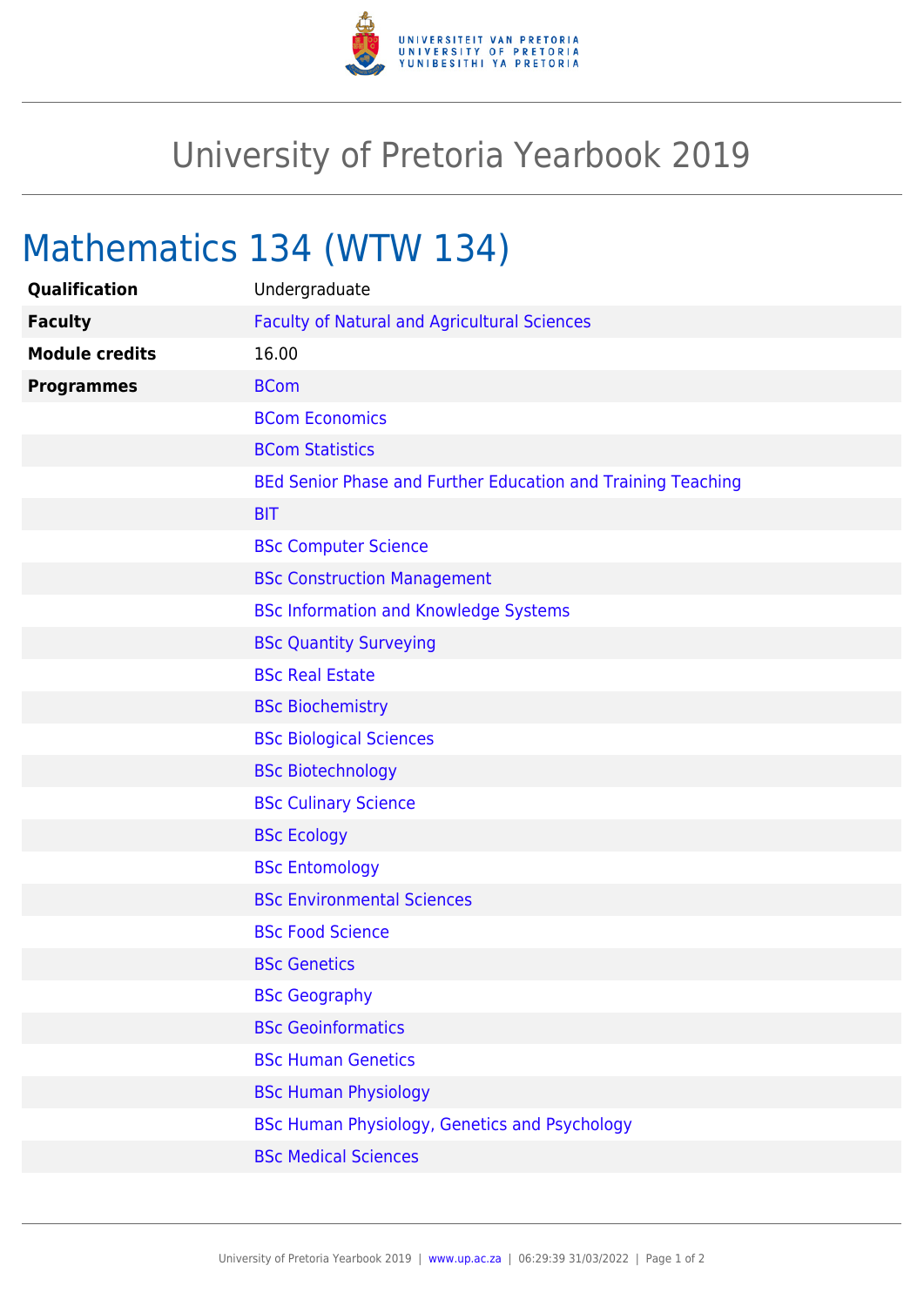# University of Pretoria Yearbook 2019

## Mathematics 134 (WTW 134)

| | |
|---|---|
| **Qualification** | Undergraduate |
| **Faculty** | Faculty of Natural and Agricultural Sciences |
| **Module credits** | 16.00 |
| **Programmes** | BCom |
| | BCom Economics |
| | BCom Statistics |
| | BEd Senior Phase and Further Education and Training Teaching |
| | BIT |
| | BSc Computer Science |
| | BSc Construction Management |
| | BSc Information and Knowledge Systems |
| | BSc Quantity Surveying |
| | BSc Real Estate |
| | BSc Biochemistry |
| | BSc Biological Sciences |
| | BSc Biotechnology |
| | BSc Culinary Science |
| | BSc Ecology |
| | BSc Entomology |
| | BSc Environmental Sciences |
| | BSc Food Science |
| | BSc Genetics |
| | BSc Geography |
| | BSc Geoinformatics |
| | BSc Human Genetics |
| | BSc Human Physiology |
| | BSc Human Physiology, Genetics and Psychology |
| | BSc Medical Sciences |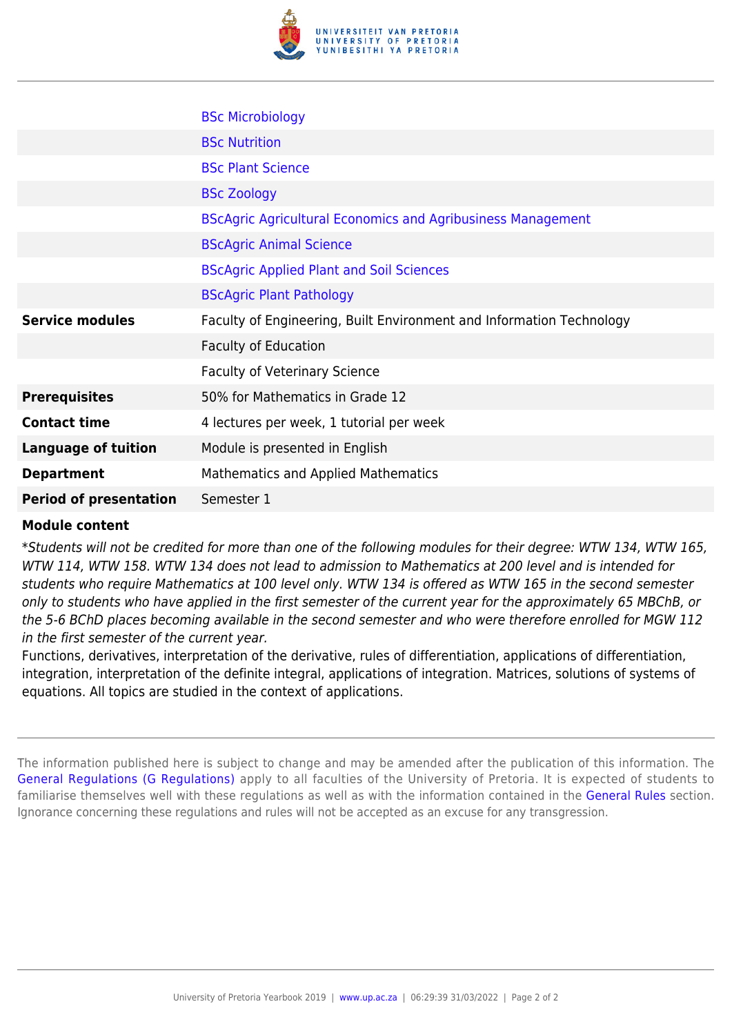| | |
|---|---|
| | BSc Microbiology |
| | BSc Nutrition |
| | BSc Plant Science |
| | BSc Zoology |
| | BScAgric Agricultural Economics and Agribusiness Management |
| | BScAgric Animal Science |
| | BScAgric Applied Plant and Soil Sciences |
| | BScAgric Plant Pathology |
| **Service modules** | Faculty of Engineering, Built Environment and Information Technology |
| | Faculty of Education |
| | Faculty of Veterinary Science |
| **Prerequisites** | 50% for Mathematics in Grade 12 |
| **Contact time** | 4 lectures per week, 1 tutorial per week |
| **Language of tuition** | Module is presented in English |
| **Department** | Mathematics and Applied Mathematics |
| **Period of presentation** | Semester 1 |

**Module content**

*\*Students will not be credited for more than one of the following modules for their degree: WTW 134, WTW 165, WTW 114, WTW 158. WTW 134 does not lead to admission to Mathematics at 200 level and is intended for students who require Mathematics at 100 level only. WTW 134 is offered as WTW 165 in the second semester only to students who have applied in the first semester of the current year for the approximately 65 MBChB, or the 5-6 BChD places becoming available in the second semester and who were therefore enrolled for MGW 112 in the first semester of the current year.*

Functions, derivatives, interpretation of the derivative, rules of differentiation, applications of differentiation, integration, interpretation of the definite integral, applications of integration. Matrices, solutions of systems of equations. All topics are studied in the context of applications.

The information published here is subject to change and may be amended after the publication of this information. The General Regulations (G Regulations) apply to all faculties of the University of Pretoria. It is expected of students to familiarise themselves well with these regulations as well as with the information contained in the General Rules section. Ignorance concerning these regulations and rules will not be accepted as an excuse for any transgression.